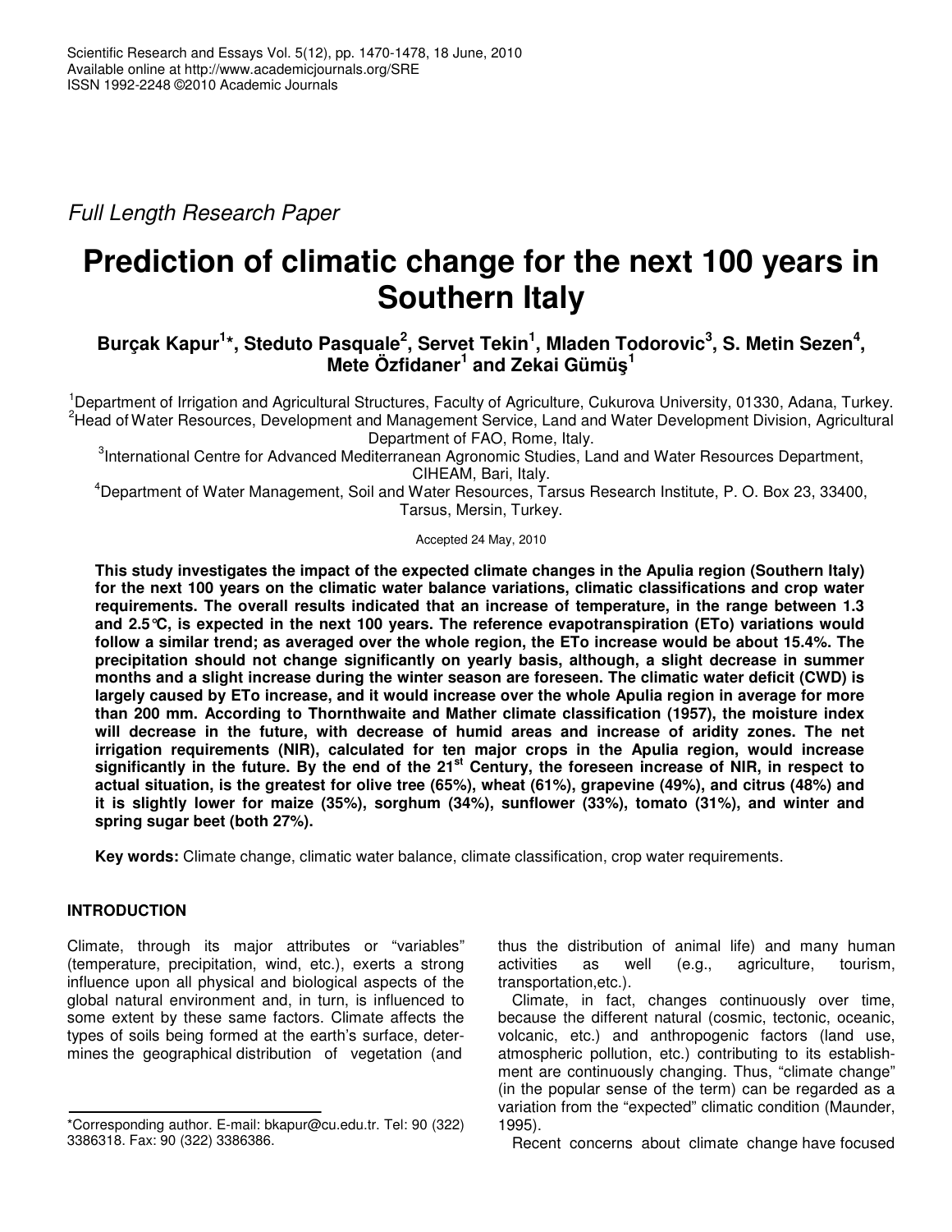*Full Length Research Paper*

# Prediction of climatic change for the next 100 years in Southern Italy

**Burçak Kapur[1]*, Steduto Pasquale[2], Servet Tekin[1], Mladen Todorovic[3], S. Metin Sezen[4], Mete Özfidaner[1] and Zekai Gümüş[1]**

[1]Department of Irrigation and Agricultural Structures, Faculty of Agriculture, Cukurova University, 01330, Adana, Turkey.
[2]Head of Water Resources, Development and Management Service, Land and Water Development Division, Agricultural Department of FAO, Rome, Italy.
[3]International Centre for Advanced Mediterranean Agronomic Studies, Land and Water Resources Department, CIHEAM, Bari, Italy.
[4]Department of Water Management, Soil and Water Resources, Tarsus Research Institute, P. O. Box 23, 33400, Tarsus, Mersin, Turkey.

Accepted 24 May, 2010

**This study investigates the impact of the expected climate changes in the Apulia region (Southern Italy) for the next 100 years on the climatic water balance variations, climatic classifications and crop water requirements. The overall results indicated that an increase of temperature, in the range between 1.3 and 2.5°C, is expected in the next 100 years. The reference evapotranspiration (ETo) variations would follow a similar trend; as averaged over the whole region, the ETo increase would be about 15.4%. The precipitation should not change significantly on yearly basis, although, a slight decrease in summer months and a slight increase during the winter season are foreseen. The climatic water deficit (CWD) is largely caused by ETo increase, and it would increase over the whole Apulia region in average for more than 200 mm. According to Thornthwaite and Mather climate classification (1957), the moisture index will decrease in the future, with decrease of humid areas and increase of aridity zones. The net irrigation requirements (NIR), calculated for ten major crops in the Apulia region, would increase significantly in the future. By the end of the 21st Century, the foreseen increase of NIR, in respect to actual situation, is the greatest for olive tree (65%), wheat (61%), grapevine (49%), and citrus (48%) and it is slightly lower for maize (35%), sorghum (34%), sunflower (33%), tomato (31%), and winter and spring sugar beet (both 27%).**

**Key words:** Climate change, climatic water balance, climate classification, crop water requirements.

## INTRODUCTION

Climate, through its major attributes or "variables" (temperature, precipitation, wind, etc.), exerts a strong influence upon all physical and biological aspects of the global natural environment and, in turn, is influenced to some extent by these same factors. Climate affects the types of soils being formed at the earth's surface, determines the geographical distribution of vegetation (and thus the distribution of animal life) and many human activities as well (e.g., agriculture, tourism, transportation,etc.).

Climate, in fact, changes continuously over time, because the different natural (cosmic, tectonic, oceanic, volcanic, etc.) and anthropogenic factors (land use, atmospheric pollution, etc.) contributing to its establishment are continuously changing. Thus, "climate change" (in the popular sense of the term) can be regarded as a variation from the "expected" climatic condition (Maunder, 1995).

Recent concerns about climate change have focused

*Corresponding author. E-mail: bkapur@cu.edu.tr. Tel: 90 (322) 3386318. Fax: 90 (322) 3386386.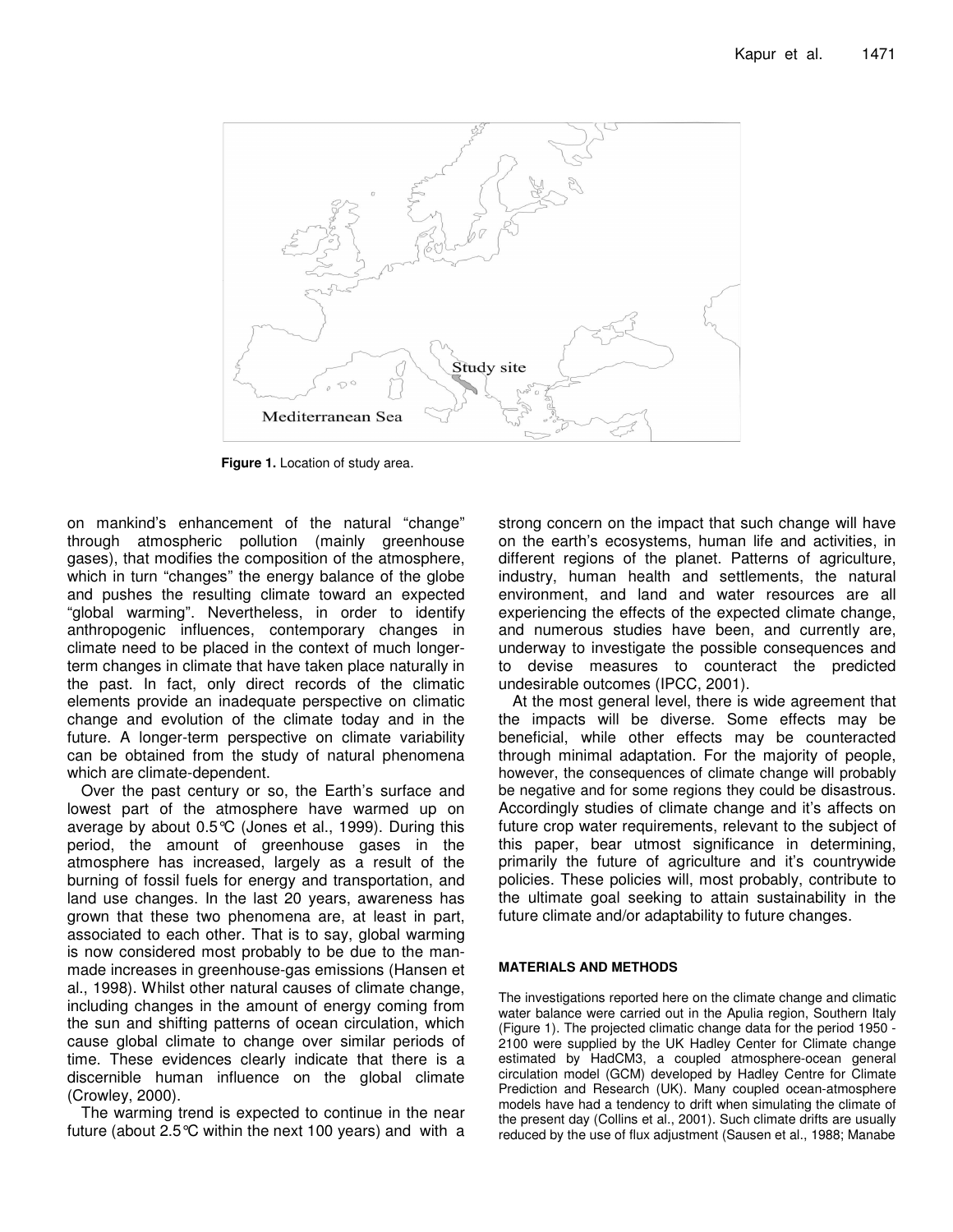Figure 1. Location of study area.

on mankind's enhancement of the natural "change" through atmospheric pollution (mainly greenhouse gases), that modifies the composition of the atmosphere, which in turn "changes" the energy balance of the globe and pushes the resulting climate toward an expected "global warming". Nevertheless, in order to identify anthropogenic influences, contemporary changes in climate need to be placed in the context of much longer-term changes in climate that have taken place naturally in the past. In fact, only direct records of the climatic elements provide an inadequate perspective on climatic change and evolution of the climate today and in the future. A longer-term perspective on climate variability can be obtained from the study of natural phenomena which are climate-dependent.

Over the past century or so, the Earth's surface and lowest part of the atmosphere have warmed up on average by about 0.5°C (Jones et al., 1999). During this period, the amount of greenhouse gases in the atmosphere has increased, largely as a result of the burning of fossil fuels for energy and transportation, and land use changes. In the last 20 years, awareness has grown that these two phenomena are, at least in part, associated to each other. That is to say, global warming is now considered most probably to be due to the man-made increases in greenhouse-gas emissions (Hansen et al., 1998). Whilst other natural causes of climate change, including changes in the amount of energy coming from the sun and shifting patterns of ocean circulation, which cause global climate to change over similar periods of time. These evidences clearly indicate that there is a discernible human influence on the global climate (Crowley, 2000).

The warming trend is expected to continue in the near future (about 2.5°C within the next 100 years) and with a strong concern on the impact that such change will have on the earth's ecosystems, human life and activities, in different regions of the planet. Patterns of agriculture, industry, human health and settlements, the natural environment, and land and water resources are all experiencing the effects of the expected climate change, and numerous studies have been, and currently are, underway to investigate the possible consequences and to devise measures to counteract the predicted undesirable outcomes (IPCC, 2001).

At the most general level, there is wide agreement that the impacts will be diverse. Some effects may be beneficial, while other effects may be counteracted through minimal adaptation. For the majority of people, however, the consequences of climate change will probably be negative and for some regions they could be disastrous. Accordingly studies of climate change and it's affects on future crop water requirements, relevant to the subject of this paper, bear utmost significance in determining, primarily the future of agriculture and it's countrywide policies. These policies will, most probably, contribute to the ultimate goal seeking to attain sustainability in the future climate and/or adaptability to future changes.

## MATERIALS AND METHODS

The investigations reported here on the climate change and climatic water balance were carried out in the Apulia region, Southern Italy (Figure 1). The projected climatic change data for the period 1950 - 2100 were supplied by the UK Hadley Center for Climate change estimated by HadCM3, a coupled atmosphere-ocean general circulation model (GCM) developed by Hadley Centre for Climate Prediction and Research (UK). Many coupled ocean-atmosphere models have had a tendency to drift when simulating the climate of the present day (Collins et al., 2001). Such climate drifts are usually reduced by the use of flux adjustment (Sausen et al., 1988; Manabe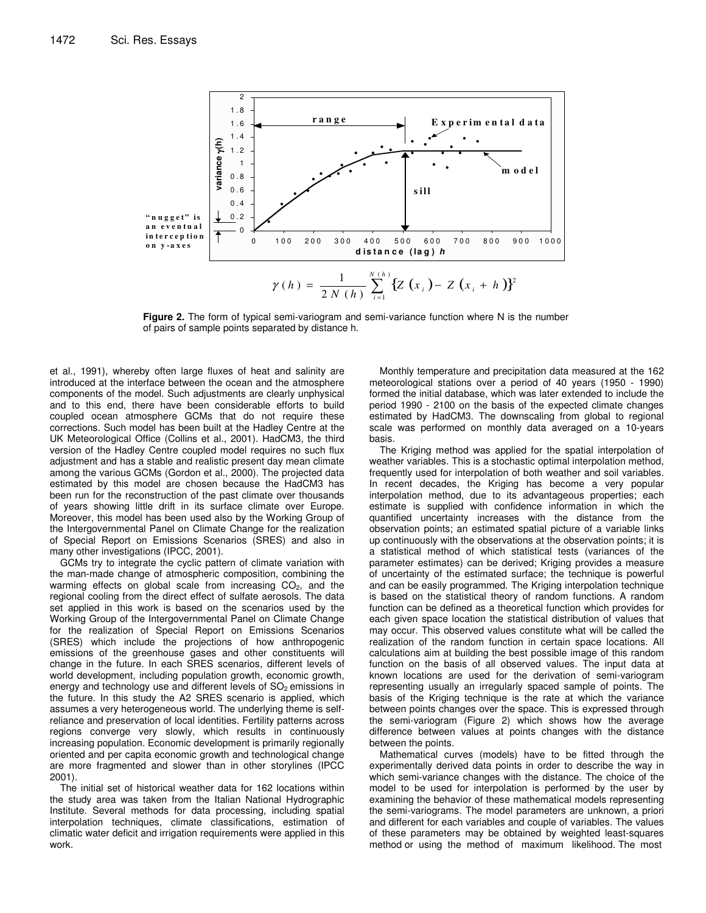$$\gamma(h) = \frac{1}{2N(h)} \sum_{i=1}^{N(h)} \{Z(x_i) - Z(x_i + h)\}^2$$

**Figure 2.** The form of typical semi-variogram and semi-variance function where N is the number of pairs of sample points separated by distance h.

et al., 1991), whereby often large fluxes of heat and salinity are introduced at the interface between the ocean and the atmosphere components of the model. Such adjustments are clearly unphysical and to this end, there have been considerable efforts to build coupled ocean atmosphere GCMs that do not require these corrections. Such model has been built at the Hadley Centre at the UK Meteorological Office (Collins et al., 2001). HadCM3, the third version of the Hadley Centre coupled model requires no such flux adjustment and has a stable and realistic present day mean climate among the various GCMs (Gordon et al., 2000). The projected data estimated by this model are chosen because the HadCM3 has been run for the reconstruction of the past climate over thousands of years showing little drift in its surface climate over Europe. Moreover, this model has been used also by the Working Group of the Intergovernmental Panel on Climate Change for the realization of Special Report on Emissions Scenarios (SRES) and also in many other investigations (IPCC, 2001).

GCMs try to integrate the cyclic pattern of climate variation with the man-made change of atmospheric composition, combining the warming effects on global scale from increasing $CO_2$, and the regional cooling from the direct effect of sulfate aerosols. The data set applied in this work is based on the scenarios used by the Working Group of the Intergovernmental Panel on Climate Change for the realization of Special Report on Emissions Scenarios (SRES) which include the projections of how anthropogenic emissions of the greenhouse gases and other constituents will change in the future. In each SRES scenarios, different levels of world development, including population growth, economic growth, energy and technology use and different levels of $SO_2$ emissions in the future. In this study the A2 SRES scenario is applied, which assumes a very heterogeneous world. The underlying theme is self-reliance and preservation of local identities. Fertility patterns across regions converge very slowly, which results in continuously increasing population. Economic development is primarily regionally oriented and per capita economic growth and technological change are more fragmented and slower than in other storylines (IPCC 2001).

The initial set of historical weather data for 162 locations within the study area was taken from the Italian National Hydrographic Institute. Several methods for data processing, including spatial interpolation techniques, climate classifications, estimation of climatic water deficit and irrigation requirements were applied in this work.

Monthly temperature and precipitation data measured at the 162 meteorological stations over a period of 40 years (1950 - 1990) formed the initial database, which was later extended to include the period 1990 - 2100 on the basis of the expected climate changes estimated by HadCM3. The downscaling from global to regional scale was performed on monthly data averaged on a 10-years basis.

The Kriging method was applied for the spatial interpolation of weather variables. This is a stochastic optimal interpolation method, frequently used for interpolation of both weather and soil variables. In recent decades, the Kriging has become a very popular interpolation method, due to its advantageous properties; each estimate is supplied with confidence information in which the quantified uncertainty increases with the distance from the observation points; an estimated spatial picture of a variable links up continuously with the observations at the observation points; it is a statistical method of which statistical tests (variances of the parameter estimates) can be derived; Kriging provides a measure of uncertainty of the estimated surface; the technique is powerful and can be easily programmed. The Kriging interpolation technique is based on the statistical theory of random functions. A random function can be defined as a theoretical function which provides for each given space location the statistical distribution of values that may occur. This observed values constitute what will be called the realization of the random function in certain space locations. All calculations aim at building the best possible image of this random function on the basis of all observed values. The input data at known locations are used for the derivation of semi-variogram representing usually an irregularly spaced sample of points. The basis of the Kriging technique is the rate at which the variance between points changes over the space. This is expressed through the semi-variogram (Figure 2) which shows how the average difference between values at points changes with the distance between the points.

Mathematical curves (models) have to be fitted through the experimentally derived data points in order to describe the way in which semi-variance changes with the distance. The choice of the model to be used for interpolation is performed by the user by examining the behavior of these mathematical models representing the semi-variograms. The model parameters are unknown, a priori and different for each variables and couple of variables. The values of these parameters may be obtained by weighted least-squares method or using the method of maximum likelihood. The most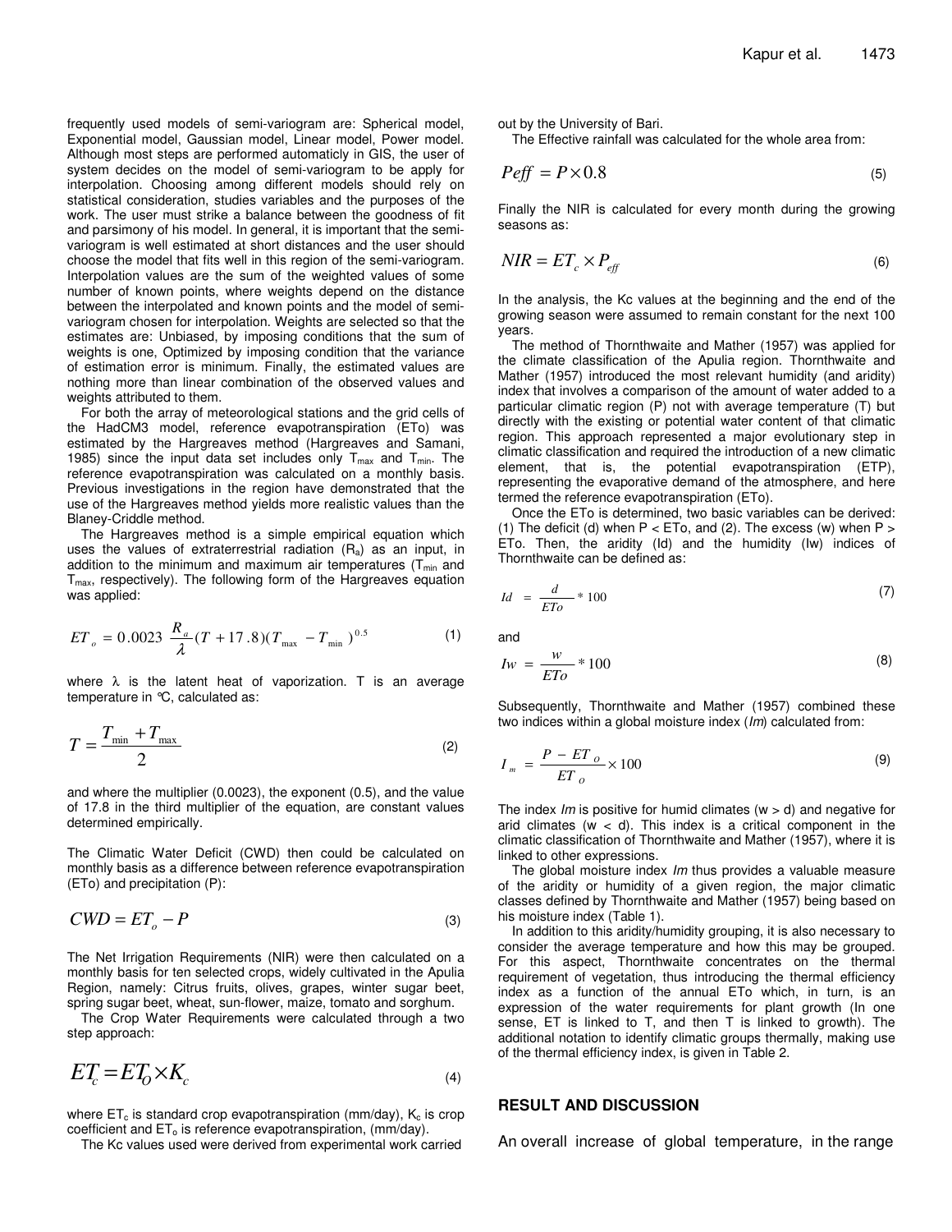frequently used models of semi-variogram are: Spherical model, Exponential model, Gaussian model, Linear model, Power model. Although most steps are performed automaticly in GIS, the user of system decides on the model of semi-variogram to be apply for interpolation. Choosing among different models should rely on statistical consideration, studies variables and the purposes of the work. The user must strike a balance between the goodness of fit and parsimony of his model. In general, it is important that the semi-variogram is well estimated at short distances and the user should choose the model that fits well in this region of the semi-variogram. Interpolation values are the sum of the weighted values of some number of known points, where weights depend on the distance between the interpolated and known points and the model of semi-variogram chosen for interpolation. Weights are selected so that the estimates are: Unbiased, by imposing conditions that the sum of weights is one, Optimized by imposing condition that the variance of estimation error is minimum. Finally, the estimated values are nothing more than linear combination of the observed values and weights attributed to them.

For both the array of meteorological stations and the grid cells of the HadCM3 model, reference evapotranspiration (ETo) was estimated by the Hargreaves method (Hargreaves and Samani, 1985) since the input data set includes only $T_{max}$ and $T_{min}$. The reference evapotranspiration was calculated on a monthly basis. Previous investigations in the region have demonstrated that the use of the Hargreaves method yields more realistic values than the Blaney-Criddle method.

The Hargreaves method is a simple empirical equation which uses the values of extraterrestrial radiation ($R_a$) as an input, in addition to the minimum and maximum air temperatures ($T_{min}$ and $T_{max}$, respectively). The following form of the Hargreaves equation was applied:

$$ET_o = 0.0023 \frac{R_a}{\lambda}(T + 17.8)(T_{max} - T_{min})^{0.5} \tag{1}$$

where $\lambda$ is the latent heat of vaporization. T is an average temperature in °C, calculated as:

$$T = \frac{T_{min} + T_{max}}{2} \tag{2}$$

and where the multiplier (0.0023), the exponent (0.5), and the value of 17.8 in the third multiplier of the equation, are constant values determined empirically.

The Climatic Water Deficit (CWD) then could be calculated on monthly basis as a difference between reference evapotranspiration (ETo) and precipitation (P):

$$CWD = ET_o - P \tag{3}$$

The Net Irrigation Requirements (NIR) were then calculated on a monthly basis for ten selected crops, widely cultivated in the Apulia Region, namely: Citrus fruits, olives, grapes, winter sugar beet, spring sugar beet, wheat, sun-flower, maize, tomato and sorghum.

The Crop Water Requirements were calculated through a two step approach:

$$ET_c = ET_O \times K_c \tag{4}$$

where $ET_c$ is standard crop evapotranspiration (mm/day), $K_c$ is crop coefficient and $ET_o$ is reference evapotranspiration, (mm/day).

The Kc values used were derived from experimental work carried out by the University of Bari.

The Effective rainfall was calculated for the whole area from:

$$Peff = P \times 0.8 \tag{5}$$

Finally the NIR is calculated for every month during the growing seasons as:

$$NIR = ET_c \times P_{eff} \tag{6}$$

In the analysis, the Kc values at the beginning and the end of the growing season were assumed to remain constant for the next 100 years.

The method of Thornthwaite and Mather (1957) was applied for the climate classification of the Apulia region. Thornthwaite and Mather (1957) introduced the most relevant humidity (and aridity) index that involves a comparison of the amount of water added to a particular climatic region (P) not with average temperature (T) but directly with the existing or potential water content of that climatic region. This approach represented a major evolutionary step in climatic classification and required the introduction of a new climatic element, that is, the potential evapotranspiration (ETP), representing the evaporative demand of the atmosphere, and here termed the reference evapotranspiration (ETo).

Once the ETo is determined, two basic variables can be derived: (1) The deficit (d) when P < ETo, and (2). The excess (w) when P > ETo. Then, the aridity (Id) and the humidity (Iw) indices of Thornthwaite can be defined as:

$$Id = \frac{d}{ETo} * 100 \tag{7}$$

and

$$Iw = \frac{w}{ETo} * 100 \tag{8}$$

Subsequently, Thornthwaite and Mather (1957) combined these two indices within a global moisture index (*Im*) calculated from:

$$I_m = \frac{P - ET_O}{ET_O} \times 100 \tag{9}$$

The index *Im* is positive for humid climates (w > d) and negative for arid climates (w < d). This index is a critical component in the climatic classification of Thornthwaite and Mather (1957), where it is linked to other expressions.

The global moisture index *Im* thus provides a valuable measure of the aridity or humidity of a given region, the major climatic classes defined by Thornthwaite and Mather (1957) being based on his moisture index (Table 1).

In addition to this aridity/humidity grouping, it is also necessary to consider the average temperature and how this may be grouped. For this aspect, Thornthwaite concentrates on the thermal requirement of vegetation, thus introducing the thermal efficiency index as a function of the annual ETo which, in turn, is an expression of the water requirements for plant growth (In one sense, ET is linked to T, and then T is linked to growth). The additional notation to identify climatic groups thermally, making use of the thermal efficiency index, is given in Table 2.

## RESULT AND DISCUSSION

An overall increase of global temperature, in the range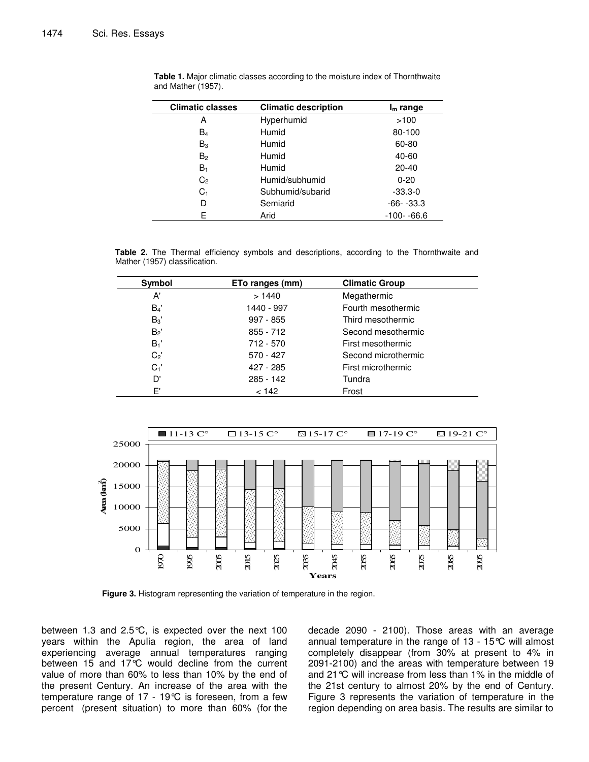**Table 1.** Major climatic classes according to the moisture index of Thornthwaite and Mather (1957).

| Climatic classes | Climatic description | $I_m$ range |
|---|---|---|
| A | Hyperhumid | >100 |
| $B_4$ | Humid | 80-100 |
| $B_3$ | Humid | 60-80 |
| $B_2$ | Humid | 40-60 |
| $B_1$ | Humid | 20-40 |
| $C_2$ | Humid/subhumid | 0-20 |
| $C_1$ | Subhumid/subarid | -33.3-0 |
| D | Semiarid | -66- -33.3 |
| E | Arid | -100- -66.6 |

**Table 2.** The Thermal efficiency symbols and descriptions, according to the Thornthwaite and Mather (1957) classification.

| Symbol | ETo ranges (mm) | Climatic Group |
|---|---|---|
| A' | > 1440 | Megathermic |
| $B_4$' | 1440 - 997 | Fourth mesothermic |
| $B_3$' | 997 - 855 | Third mesothermic |
| $B_2$' | 855 - 712 | Second mesothermic |
| $B_1$' | 712 - 570 | First mesothermic |
| $C_2$' | 570 - 427 | Second microthermic |
| $C_1$' | 427 - 285 | First microthermic |
| D' | 285 - 142 | Tundra |
| E' | < 142 | Frost |

**Figure 3.** Histogram representing the variation of temperature in the region.

between 1.3 and 2.5°C, is expected over the next 100 years within the Apulia region, the area of land experiencing average annual temperatures ranging between 15 and 17°C would decline from the current value of more than 60% to less than 10% by the end of the present Century. An increase of the area with the temperature range of 17 - 19°C is foreseen, from a few percent (present situation) to more than 60% (for the decade 2090 - 2100). Those areas with an average annual temperature in the range of 13 - 15°C will almost completely disappear (from 30% at present to 4% in 2091-2100) and the areas with temperature between 19 and 21°C will increase from less than 1% in the middle of the 21st century to almost 20% by the end of Century. Figure 3 represents the variation of temperature in the region depending on area basis. The results are similar to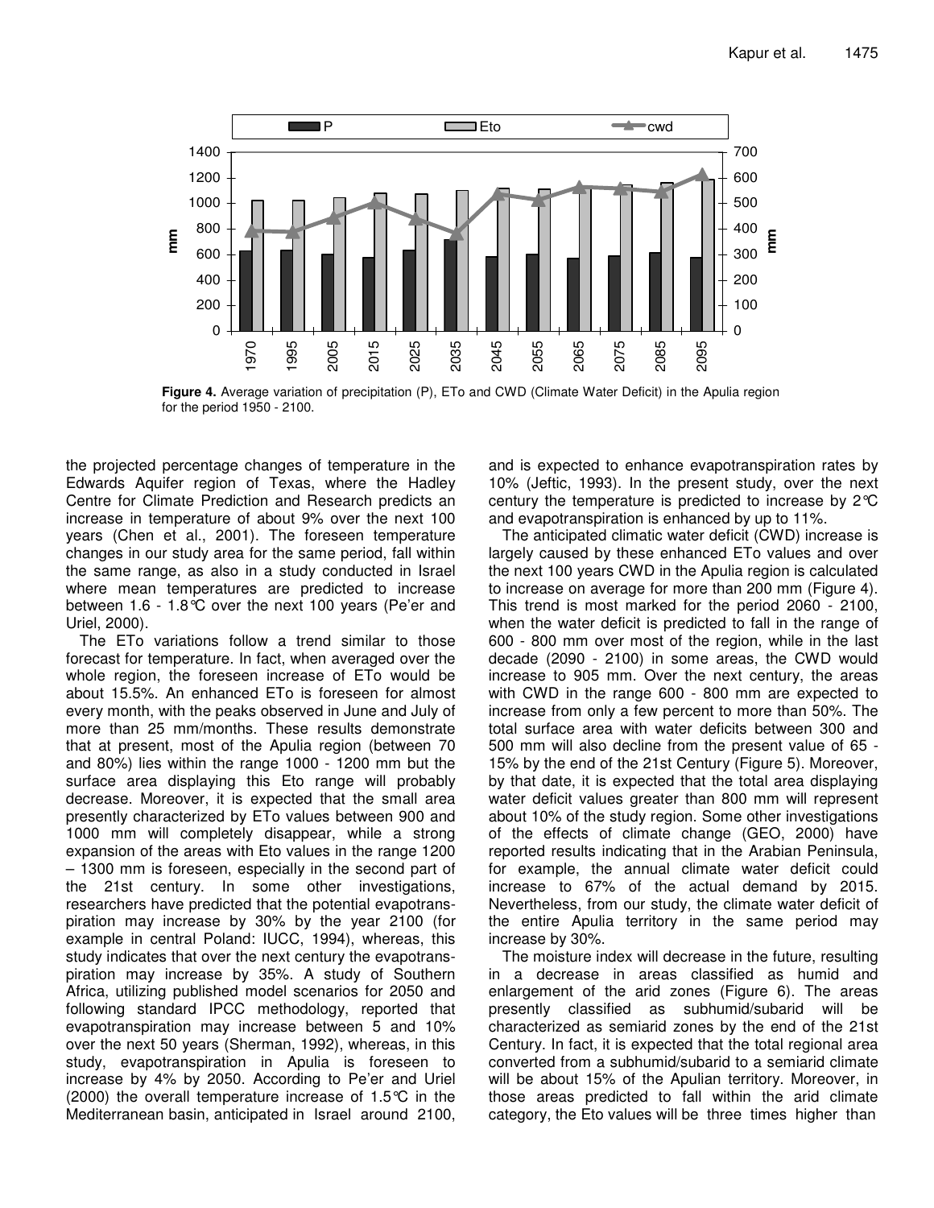**Figure 4.** Average variation of precipitation (P), ETo and CWD (Climate Water Deficit) in the Apulia region for the period 1950 - 2100.

the projected percentage changes of temperature in the Edwards Aquifer region of Texas, where the Hadley Centre for Climate Prediction and Research predicts an increase in temperature of about 9% over the next 100 years (Chen et al., 2001). The foreseen temperature changes in our study area for the same period, fall within the same range, as also in a study conducted in Israel where mean temperatures are predicted to increase between 1.6 - 1.8°C over the next 100 years (Pe'er and Uriel, 2000).

The ETo variations follow a trend similar to those forecast for temperature. In fact, when averaged over the whole region, the foreseen increase of ETo would be about 15.5%. An enhanced ETo is foreseen for almost every month, with the peaks observed in June and July of more than 25 mm/months. These results demonstrate that at present, most of the Apulia region (between 70 and 80%) lies within the range 1000 - 1200 mm but the surface area displaying this Eto range will probably decrease. Moreover, it is expected that the small area presently characterized by ETo values between 900 and 1000 mm will completely disappear, while a strong expansion of the areas with Eto values in the range 1200 – 1300 mm is foreseen, especially in the second part of the 21st century. In some other investigations, researchers have predicted that the potential evapotranspiration may increase by 30% by the year 2100 (for example in central Poland: IUCC, 1994), whereas, this study indicates that over the next century the evapotranspiration may increase by 35%. A study of Southern Africa, utilizing published model scenarios for 2050 and following standard IPCC methodology, reported that evapotranspiration may increase between 5 and 10% over the next 50 years (Sherman, 1992), whereas, in this study, evapotranspiration in Apulia is foreseen to increase by 4% by 2050. According to Pe'er and Uriel (2000) the overall temperature increase of 1.5°C in the Mediterranean basin, anticipated in Israel around 2100, and is expected to enhance evapotranspiration rates by 10% (Jeftic, 1993). In the present study, over the next century the temperature is predicted to increase by 2°C and evapotranspiration is enhanced by up to 11%.

The anticipated climatic water deficit (CWD) increase is largely caused by these enhanced ETo values and over the next 100 years CWD in the Apulia region is calculated to increase on average for more than 200 mm (Figure 4). This trend is most marked for the period 2060 - 2100, when the water deficit is predicted to fall in the range of 600 - 800 mm over most of the region, while in the last decade (2090 - 2100) in some areas, the CWD would increase to 905 mm. Over the next century, the areas with CWD in the range 600 - 800 mm are expected to increase from only a few percent to more than 50%. The total surface area with water deficits between 300 and 500 mm will also decline from the present value of 65 - 15% by the end of the 21st Century (Figure 5). Moreover, by that date, it is expected that the total area displaying water deficit values greater than 800 mm will represent about 10% of the study region. Some other investigations of the effects of climate change (GEO, 2000) have reported results indicating that in the Arabian Peninsula, for example, the annual climate water deficit could increase to 67% of the actual demand by 2015. Nevertheless, from our study, the climate water deficit of the entire Apulia territory in the same period may increase by 30%.

The moisture index will decrease in the future, resulting in a decrease in areas classified as humid and enlargement of the arid zones (Figure 6). The areas presently classified as subhumid/subarid will be characterized as semiarid zones by the end of the 21st Century. In fact, it is expected that the total regional area converted from a subhumid/subarid to a semiarid climate will be about 15% of the Apulian territory. Moreover, in those areas predicted to fall within the arid climate category, the Eto values will be three times higher than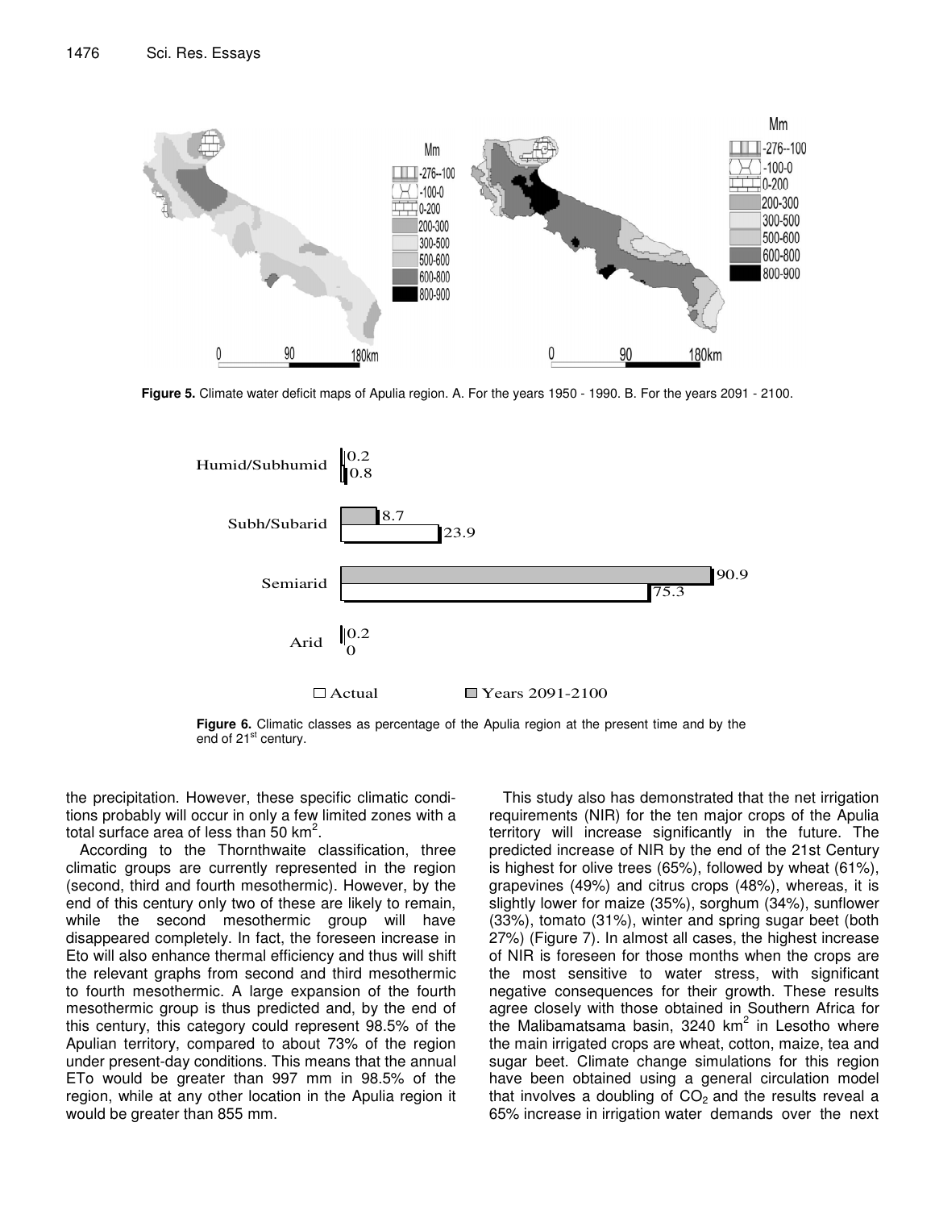**Figure 5.** Climate water deficit maps of Apulia region. A. For the years 1950 - 1990. B. For the years 2091 - 2100.

**Figure 6.** Climatic classes as percentage of the Apulia region at the present time and by the end of 21st century.

the precipitation. However, these specific climatic conditions probably will occur in only a few limited zones with a total surface area of less than 50 km$^2$.

According to the Thornthwaite classification, three climatic groups are currently represented in the region (second, third and fourth mesothermic). However, by the end of this century only two of these are likely to remain, while the second mesothermic group will have disappeared completely. In fact, the foreseen increase in Eto will also enhance thermal efficiency and thus will shift the relevant graphs from second and third mesothermic to fourth mesothermic. A large expansion of the fourth mesothermic group is thus predicted and, by the end of this century, this category could represent 98.5% of the Apulian territory, compared to about 73% of the region under present-day conditions. This means that the annual ETo would be greater than 997 mm in 98.5% of the region, while at any other location in the Apulia region it would be greater than 855 mm.

This study also has demonstrated that the net irrigation requirements (NIR) for the ten major crops of the Apulia territory will increase significantly in the future. The predicted increase of NIR by the end of the 21st Century is highest for olive trees (65%), followed by wheat (61%), grapevines (49%) and citrus crops (48%), whereas, it is slightly lower for maize (35%), sorghum (34%), sunflower (33%), tomato (31%), winter and spring sugar beet (both 27%) (Figure 7). In almost all cases, the highest increase of NIR is foreseen for those months when the crops are the most sensitive to water stress, with significant negative consequences for their growth. These results agree closely with those obtained in Southern Africa for the Malibamatsama basin, 3240 km$^2$ in Lesotho where the main irrigated crops are wheat, cotton, maize, tea and sugar beet. Climate change simulations for this region have been obtained using a general circulation model that involves a doubling of $CO_2$ and the results reveal a 65% increase in irrigation water demands over the next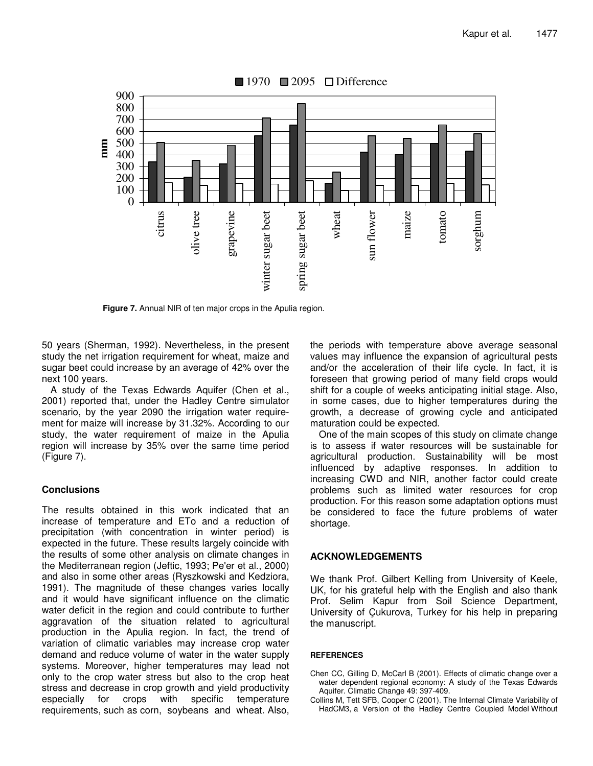■ 1970 ■ 2095 □ Difference

mm

900
800
700
600
500
400
300
200
100
0

citrus
olive tree
grapevine
winter sugar beet
spring sugar beet
wheat
sun flower
maize
tomato
sorghum

**Figure 7.** Annual NIR of ten major crops in the Apulia region.

50 years (Sherman, 1992). Nevertheless, in the present study the net irrigation requirement for wheat, maize and sugar beet could increase by an average of 42% over the next 100 years.

A study of the Texas Edwards Aquifer (Chen et al., 2001) reported that, under the Hadley Centre simulator scenario, by the year 2090 the irrigation water requirement for maize will increase by 31.32%. According to our study, the water requirement of maize in the Apulia region will increase by 35% over the same time period (Figure 7).

## Conclusions

The results obtained in this work indicated that an increase of temperature and ETo and a reduction of precipitation (with concentration in winter period) is expected in the future. These results largely coincide with the results of some other analysis on climate changes in the Mediterranean region (Jeftic, 1993; Pe'er et al., 2000) and also in some other areas (Ryszkowski and Kedziora, 1991). The magnitude of these changes varies locally and it would have significant influence on the climatic water deficit in the region and could contribute to further aggravation of the situation related to agricultural production in the Apulia region. In fact, the trend of variation of climatic variables may increase crop water demand and reduce volume of water in the water supply systems. Moreover, higher temperatures may lead not only to the crop water stress but also to the crop heat stress and decrease in crop growth and yield productivity especially for crops with specific temperature requirements, such as corn, soybeans and wheat. Also, the periods with temperature above average seasonal values may influence the expansion of agricultural pests and/or the acceleration of their life cycle. In fact, it is foreseen that growing period of many field crops would shift for a couple of weeks anticipating initial stage. Also, in some cases, due to higher temperatures during the growth, a decrease of growing cycle and anticipated maturation could be expected.

One of the main scopes of this study on climate change is to assess if water resources will be sustainable for agricultural production. Sustainability will be most influenced by adaptive responses. In addition to increasing CWD and NIR, another factor could create problems such as limited water resources for crop production. For this reason some adaptation options must be considered to face the future problems of water shortage.

## ACKNOWLEDGEMENTS

We thank Prof. Gilbert Kelling from University of Keele, UK, for his grateful help with the English and also thank Prof. Selim Kapur from Soil Science Department, University of Çukurova, Turkey for his help in preparing the manuscript.

## REFERENCES

Chen CC, Gilling D, McCarl B (2001). Effects of climatic change over a water dependent regional economy: A study of the Texas Edwards Aquifer. Climatic Change 49: 397-409.

Collins M, Tett SFB, Cooper C (2001). The Internal Climate Variability of HadCM3, a Version of the Hadley Centre Coupled Model Without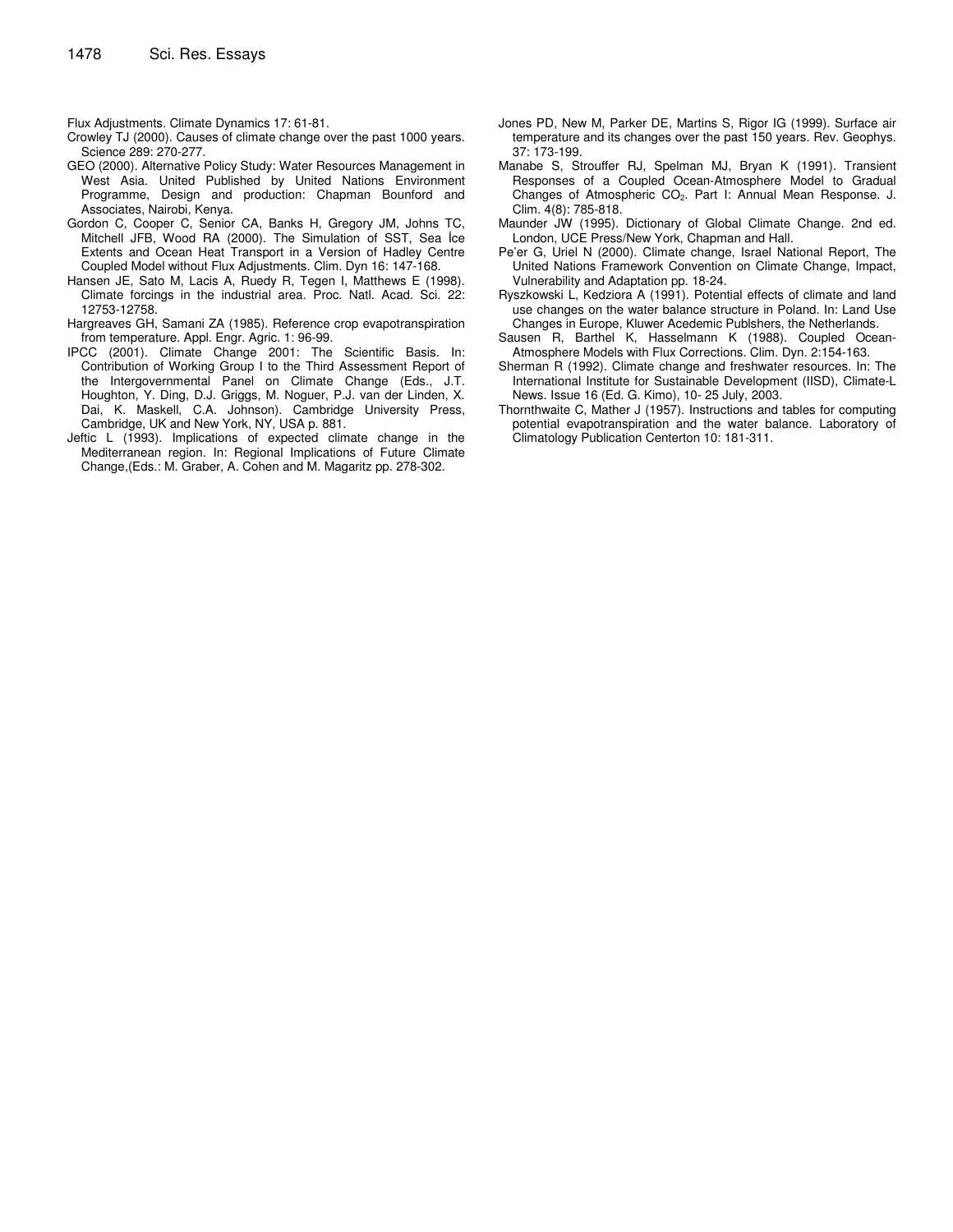Flux Adjustments. Climate Dynamics 17: 61-81.

Crowley TJ (2000). Causes of climate change over the past 1000 years. Science 289: 270-277.

GEO (2000). Alternative Policy Study: Water Resources Management in West Asia. United Published by United Nations Environment Programme, Design and production: Chapman Bounford and Associates, Nairobi, Kenya.

Gordon C, Cooper C, Senior CA, Banks H, Gregory JM, Johns TC, Mitchell JFB, Wood RA (2000). The Simulation of SST, Sea İce Extents and Ocean Heat Transport in a Version of Hadley Centre Coupled Model without Flux Adjustments. Clim. Dyn 16: 147-168.

Hansen JE, Sato M, Lacis A, Ruedy R, Tegen I, Matthews E (1998). Climate forcings in the industrial area. Proc. Natl. Acad. Sci. 22: 12753-12758.

Hargreaves GH, Samani ZA (1985). Reference crop evapotranspiration from temperature. Appl. Engr. Agric. 1: 96-99.

IPCC (2001). Climate Change 2001: The Scientific Basis. In: Contribution of Working Group I to the Third Assessment Report of the Intergovernmental Panel on Climate Change (Eds., J.T. Houghton, Y. Ding, D.J. Griggs, M. Noguer, P.J. van der Linden, X. Dai, K. Maskell, C.A. Johnson). Cambridge University Press, Cambridge, UK and New York, NY, USA p. 881.

Jeftic L (1993). Implications of expected climate change in the Mediterranean region. In: Regional Implications of Future Climate Change,(Eds.: M. Graber, A. Cohen and M. Magaritz pp. 278-302.

Jones PD, New M, Parker DE, Martins S, Rigor IG (1999). Surface air temperature and its changes over the past 150 years. Rev. Geophys. 37: 173-199.

Manabe S, Strouffer RJ, Spelman MJ, Bryan K (1991). Transient Responses of a Coupled Ocean-Atmosphere Model to Gradual Changes of Atmospheric $CO_2$. Part I: Annual Mean Response. J. Clim. 4(8): 785-818.

Maunder JW (1995). Dictionary of Global Climate Change. 2nd ed. London, UCE Press/New York, Chapman and Hall.

Pe'er G, Uriel N (2000). Climate change, Israel National Report, The United Nations Framework Convention on Climate Change, Impact, Vulnerability and Adaptation pp. 18-24.

Ryszkowski L, Kedziora A (1991). Potential effects of climate and land use changes on the water balance structure in Poland. In: Land Use Changes in Europe, Kluwer Acedemic Publshers, the Netherlands.

Sausen R, Barthel K, Hasselmann K (1988). Coupled Ocean-Atmosphere Models with Flux Corrections. Clim. Dyn. 2:154-163.

Sherman R (1992). Climate change and freshwater resources. In: The International Institute for Sustainable Development (IISD), Climate-L News. Issue 16 (Ed. G. Kimo), 10- 25 July, 2003.

Thornthwaite C, Mather J (1957). Instructions and tables for computing potential evapotranspiration and the water balance. Laboratory of Climatology Publication Centerton 10: 181-311.